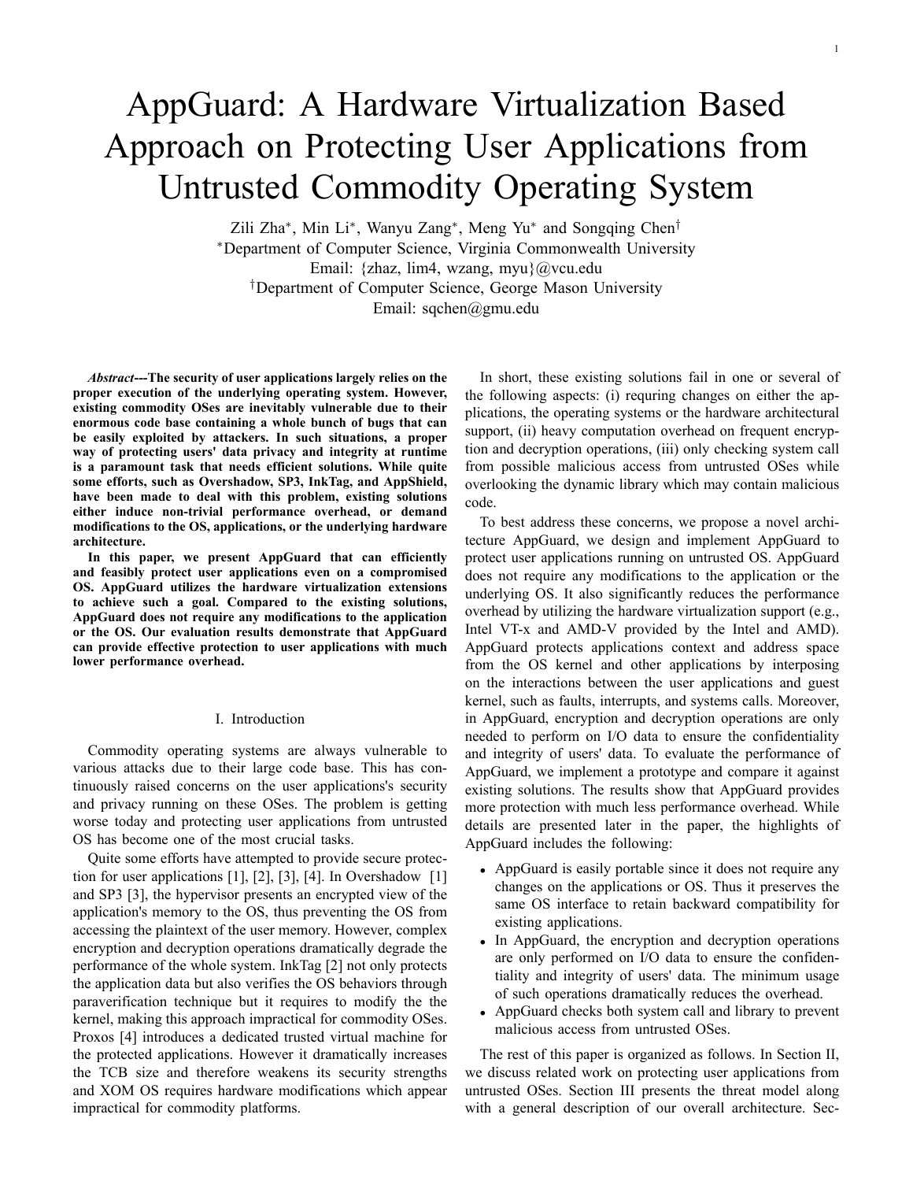# AppGuard: A Hardware Virtualization Based Approach on Protecting User Applications from Untrusted Commodity Operating System

Zili Zha*, Min Li*, Wanyu Zang*, Meng Yu* and Songqing Chen†

*Department of Computer Science, Virginia Commonwealth University

Email: {zhaz, lim4, wzang, myu}@vcu.edu

†Department of Computer Science, George Mason University

Email: sqchen@gmu.edu

***Abstract*---The security of user applications largely relies on the proper execution of the underlying operating system. However, existing commodity OSes are inevitably vulnerable due to their enormous code base containing a whole bunch of bugs that can be easily exploited by attackers. In such situations, a proper way of protecting users' data privacy and integrity at runtime is a paramount task that needs efficient solutions. While quite some efforts, such as Overshadow, SP3, InkTag, and AppShield, have been made to deal with this problem, existing solutions either induce non-trivial performance overhead, or demand modifications to the OS, applications, or the underlying hardware architecture.**

**In this paper, we present AppGuard that can efficiently and feasibly protect user applications even on a compromised OS. AppGuard utilizes the hardware virtualization extensions to achieve such a goal. Compared to the existing solutions, AppGuard does not require any modifications to the application or the OS. Our evaluation results demonstrate that AppGuard can provide effective protection to user applications with much lower performance overhead.**

## I. Introduction

Commodity operating systems are always vulnerable to various attacks due to their large code base. This has continuously raised concerns on the user applications's security and privacy running on these OSes. The problem is getting worse today and protecting user applications from untrusted OS has become one of the most crucial tasks.

Quite some efforts have attempted to provide secure protection for user applications [1], [2], [3], [4]. In Overshadow [1] and SP3 [3], the hypervisor presents an encrypted view of the application's memory to the OS, thus preventing the OS from accessing the plaintext of the user memory. However, complex encryption and decryption operations dramatically degrade the performance of the whole system. InkTag [2] not only protects the application data but also verifies the OS behaviors through paraverification technique but it requires to modify the the kernel, making this approach impractical for commodity OSes. Proxos [4] introduces a dedicated trusted virtual machine for the protected applications. However it dramatically increases the TCB size and therefore weakens its security strengths and XOM OS requires hardware modifications which appear impractical for commodity platforms.

In short, these existing solutions fail in one or several of the following aspects: (i) requring changes on either the applications, the operating systems or the hardware architectural support, (ii) heavy computation overhead on frequent encryption and decryption operations, (iii) only checking system call from possible malicious access from untrusted OSes while overlooking the dynamic library which may contain malicious code.

To best address these concerns, we propose a novel architecture AppGuard, we design and implement AppGuard to protect user applications running on untrusted OS. AppGuard does not require any modifications to the application or the underlying OS. It also significantly reduces the performance overhead by utilizing the hardware virtualization support (e.g., Intel VT-x and AMD-V provided by the Intel and AMD). AppGuard protects applications context and address space from the OS kernel and other applications by interposing on the interactions between the user applications and guest kernel, such as faults, interrupts, and systems calls. Moreover, in AppGuard, encryption and decryption operations are only needed to perform on I/O data to ensure the confidentiality and integrity of users' data. To evaluate the performance of AppGuard, we implement a prototype and compare it against existing solutions. The results show that AppGuard provides more protection with much less performance overhead. While details are presented later in the paper, the highlights of AppGuard includes the following:

- AppGuard is easily portable since it does not require any changes on the applications or OS. Thus it preserves the same OS interface to retain backward compatibility for existing applications.
- In AppGuard, the encryption and decryption operations are only performed on I/O data to ensure the confidentiality and integrity of users' data. The minimum usage of such operations dramatically reduces the overhead.
- AppGuard checks both system call and library to prevent malicious access from untrusted OSes.

The rest of this paper is organized as follows. In Section II, we discuss related work on protecting user applications from untrusted OSes. Section III presents the threat model along with a general description of our overall architecture. Sec-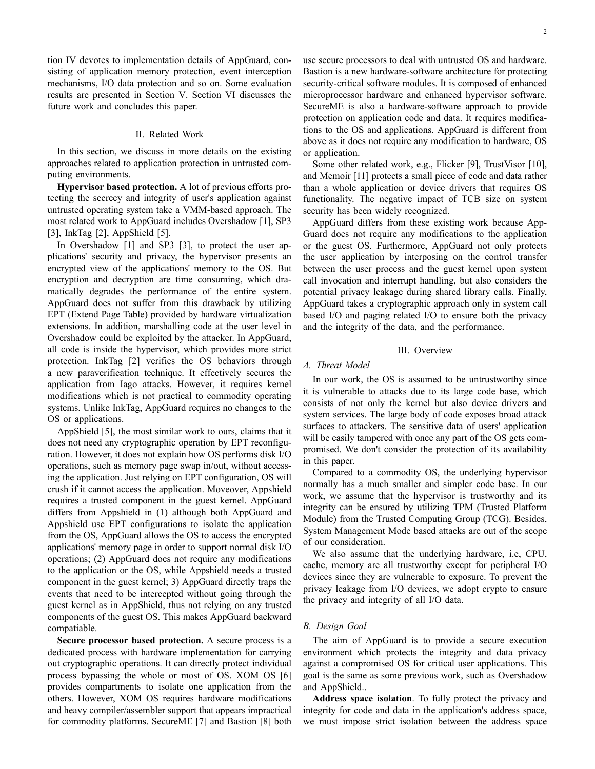tion IV devotes to implementation details of AppGuard, consisting of application memory protection, event interception mechanisms, I/O data protection and so on. Some evaluation results are presented in Section V. Section VI discusses the future work and concludes this paper.

## II. Related Work

In this section, we discuss in more details on the existing approaches related to application protection in untrusted computing environments.

**Hypervisor based protection.** A lot of previous efforts protecting the secrecy and integrity of user's application against untrusted operating system take a VMM-based approach. The most related work to AppGuard includes Overshadow [1], SP3 [3], InkTag [2], AppShield [5].

In Overshadow [1] and SP3 [3], to protect the user applications' security and privacy, the hypervisor presents an encrypted view of the applications' memory to the OS. But encryption and decryption are time consuming, which dramatically degrades the performance of the entire system. AppGuard does not suffer from this drawback by utilizing EPT (Extend Page Table) provided by hardware virtualization extensions. In addition, marshalling code at the user level in Overshadow could be exploited by the attacker. In AppGuard, all code is inside the hypervisor, which provides more strict protection. InkTag [2] verifies the OS behaviors through a new paraverification technique. It effectively secures the application from Iago attacks. However, it requires kernel modifications which is not practical to commodity operating systems. Unlike InkTag, AppGuard requires no changes to the OS or applications.

AppShield [5], the most similar work to ours, claims that it does not need any cryptographic operation by EPT reconfiguration. However, it does not explain how OS performs disk I/O operations, such as memory page swap in/out, without accessing the application. Just relying on EPT configuration, OS will crush if it cannot access the application. Moveover, Appshield requires a trusted component in the guest kernel. AppGuard differs from Appshield in (1) although both AppGuard and Appshield use EPT configurations to isolate the application from the OS, AppGuard allows the OS to access the encrypted applications' memory page in order to support normal disk I/O operations; (2) AppGuard does not require any modifications to the application or the OS, while Appshield needs a trusted component in the guest kernel; 3) AppGuard directly traps the events that need to be intercepted without going through the guest kernel as in AppShield, thus not relying on any trusted components of the guest OS. This makes AppGuard backward compatiable.

**Secure processor based protection.** A secure process is a dedicated process with hardware implementation for carrying out cryptographic operations. It can directly protect individual process bypassing the whole or most of OS. XOM OS [6] provides compartments to isolate one application from the others. However, XOM OS requires hardware modifications and heavy compiler/assembler support that appears impractical for commodity platforms. SecureME [7] and Bastion [8] both use secure processors to deal with untrusted OS and hardware. Bastion is a new hardware-software architecture for protecting security-critical software modules. It is composed of enhanced microprocessor hardware and enhanced hypervisor software. SecureME is also a hardware-software approach to provide protection on application code and data. It requires modifications to the OS and applications. AppGuard is different from above as it does not require any modification to hardware, OS or application.

Some other related work, e.g., Flicker [9], TrustVisor [10], and Memoir [11] protects a small piece of code and data rather than a whole application or device drivers that requires OS functionality. The negative impact of TCB size on system security has been widely recognized.

AppGuard differs from these existing work because AppGuard does not require any modifications to the application or the guest OS. Furthermore, AppGuard not only protects the user application by interposing on the control transfer between the user process and the guest kernel upon system call invocation and interrupt handling, but also considers the potential privacy leakage during shared library calls. Finally, AppGuard takes a cryptographic approach only in system call based I/O and paging related I/O to ensure both the privacy and the integrity of the data, and the performance.

## III. Overview

### A. Threat Model

In our work, the OS is assumed to be untrustworthy since it is vulnerable to attacks due to its large code base, which consists of not only the kernel but also device drivers and system services. The large body of code exposes broad attack surfaces to attackers. The sensitive data of users' application will be easily tampered with once any part of the OS gets compromised. We don't consider the protection of its availability in this paper.

Compared to a commodity OS, the underlying hypervisor normally has a much smaller and simpler code base. In our work, we assume that the hypervisor is trustworthy and its integrity can be ensured by utilizing TPM (Trusted Platform Module) from the Trusted Computing Group (TCG). Besides, System Management Mode based attacks are out of the scope of our consideration.

We also assume that the underlying hardware, i.e, CPU, cache, memory are all trustworthy except for peripheral I/O devices since they are vulnerable to exposure. To prevent the privacy leakage from I/O devices, we adopt crypto to ensure the privacy and integrity of all I/O data.

### B. Design Goal

The aim of AppGuard is to provide a secure execution environment which protects the integrity and data privacy against a compromised OS for critical user applications. This goal is the same as some previous work, such as Overshadow and AppShield..

**Address space isolation**. To fully protect the privacy and integrity for code and data in the application's address space, we must impose strict isolation between the address space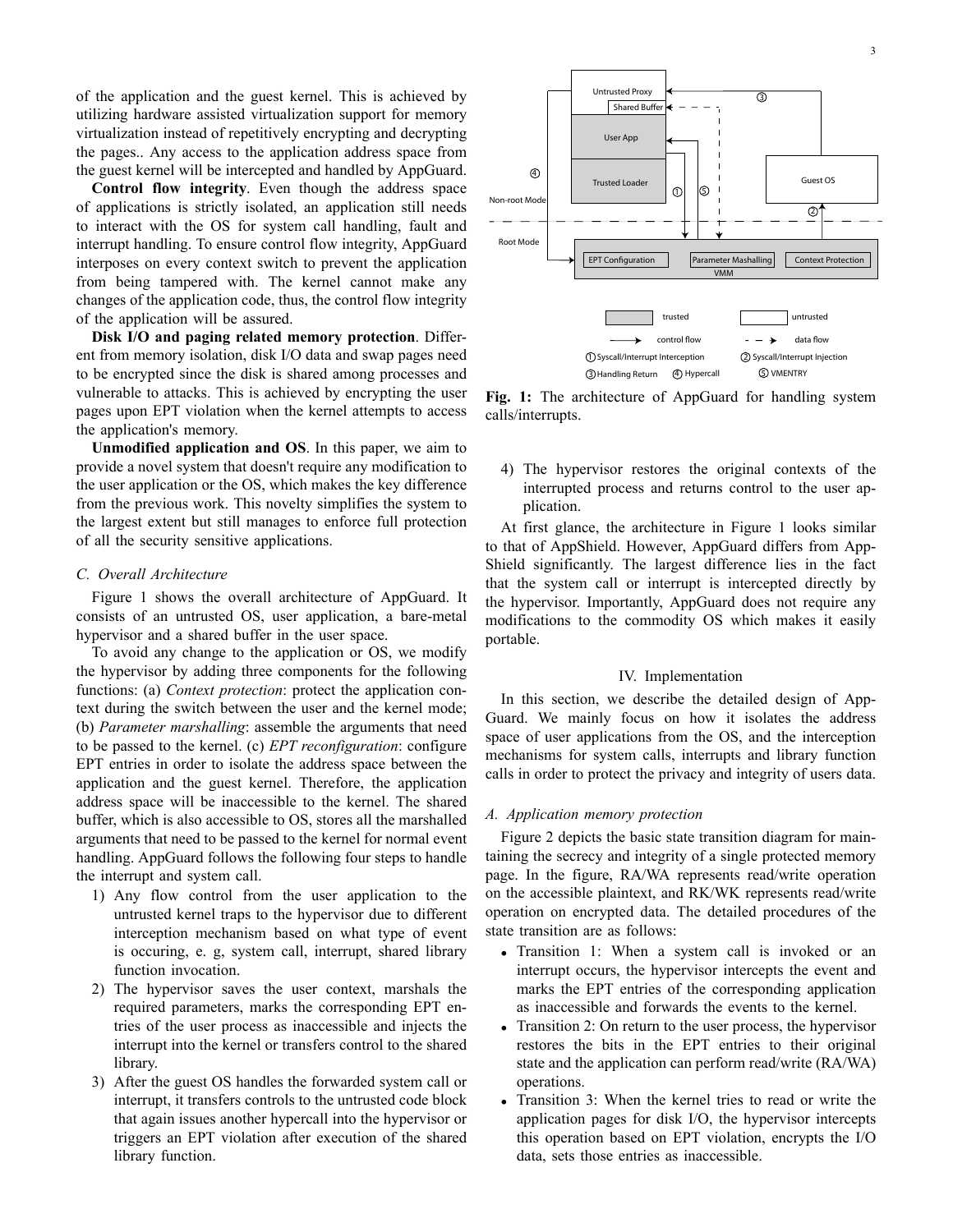of the application and the guest kernel. This is achieved by utilizing hardware assisted virtualization support for memory virtualization instead of repetitively encrypting and decrypting the pages.. Any access to the application address space from the guest kernel will be intercepted and handled by AppGuard.

**Control flow integrity**. Even though the address space of applications is strictly isolated, an application still needs to interact with the OS for system call handling, fault and interrupt handling. To ensure control flow integrity, AppGuard interposes on every context switch to prevent the application from being tampered with. The kernel cannot make any changes of the application code, thus, the control flow integrity of the application will be assured.

**Disk I/O and paging related memory protection**. Different from memory isolation, disk I/O data and swap pages need to be encrypted since the disk is shared among processes and vulnerable to attacks. This is achieved by encrypting the user pages upon EPT violation when the kernel attempts to access the application's memory.

**Unmodified application and OS**. In this paper, we aim to provide a novel system that doesn't require any modification to the user application or the OS, which makes the key difference from the previous work. This novelty simplifies the system to the largest extent but still manages to enforce full protection of all the security sensitive applications.

### C. Overall Architecture

Figure 1 shows the overall architecture of AppGuard. It consists of an untrusted OS, user application, a bare-metal hypervisor and a shared buffer in the user space.

To avoid any change to the application or OS, we modify the hypervisor by adding three components for the following functions: (a) *Context protection*: protect the application context during the switch between the user and the kernel mode; (b) *Parameter marshalling*: assemble the arguments that need to be passed to the kernel. (c) *EPT reconfiguration*: configure EPT entries in order to isolate the address space between the application and the guest kernel. Therefore, the application address space will be inaccessible to the kernel. The shared buffer, which is also accessible to OS, stores all the marshalled arguments that need to be passed to the kernel for normal event handling. AppGuard follows the following four steps to handle the interrupt and system call.

1) Any flow control from the user application to the untrusted kernel traps to the hypervisor due to different interception mechanism based on what type of event is occuring, e. g, system call, interrupt, shared library function invocation.
2) The hypervisor saves the user context, marshals the required parameters, marks the corresponding EPT entries of the user process as inaccessible and injects the interrupt into the kernel or transfers control to the shared library.
3) After the guest OS handles the forwarded system call or interrupt, it transfers controls to the untrusted code block that again issues another hypercall into the hypervisor or triggers an EPT violation after execution of the shared library function.

Untrusted Proxy | Shared Buffer | User App | Trusted Loader | Guest OS | Non-root Mode | Root Mode | EPT Configuration | Parameter Mashalling | Context Protection | VMM | trusted | untrusted | control flow | data flow | ① Syscall/Interrupt Interception | ② Syscall/Interrupt Injection | ③ Handling Return | ④ Hypercall | ⑤ VMENTRY

**Fig. 1:** The architecture of AppGuard for handling system calls/interrupts.

4) The hypervisor restores the original contexts of the interrupted process and returns control to the user application.

At first glance, the architecture in Figure 1 looks similar to that of AppShield. However, AppGuard differs from AppShield significantly. The largest difference lies in the fact that the system call or interrupt is intercepted directly by the hypervisor. Importantly, AppGuard does not require any modifications to the commodity OS which makes it easily portable.

## IV. Implementation

In this section, we describe the detailed design of AppGuard. We mainly focus on how it isolates the address space of user applications from the OS, and the interception mechanisms for system calls, interrupts and library function calls in order to protect the privacy and integrity of users data.

### A. Application memory protection

Figure 2 depicts the basic state transition diagram for maintaining the secrecy and integrity of a single protected memory page. In the figure, RA/WA represents read/write operation on the accessible plaintext, and RK/WK represents read/write operation on encrypted data. The detailed procedures of the state transition are as follows:

- Transition 1: When a system call is invoked or an interrupt occurs, the hypervisor intercepts the event and marks the EPT entries of the corresponding application as inaccessible and forwards the events to the kernel.
- Transition 2: On return to the user process, the hypervisor restores the bits in the EPT entries to their original state and the application can perform read/write (RA/WA) operations.
- Transition 3: When the kernel tries to read or write the application pages for disk I/O, the hypervisor intercepts this operation based on EPT violation, encrypts the I/O data, sets those entries as inaccessible.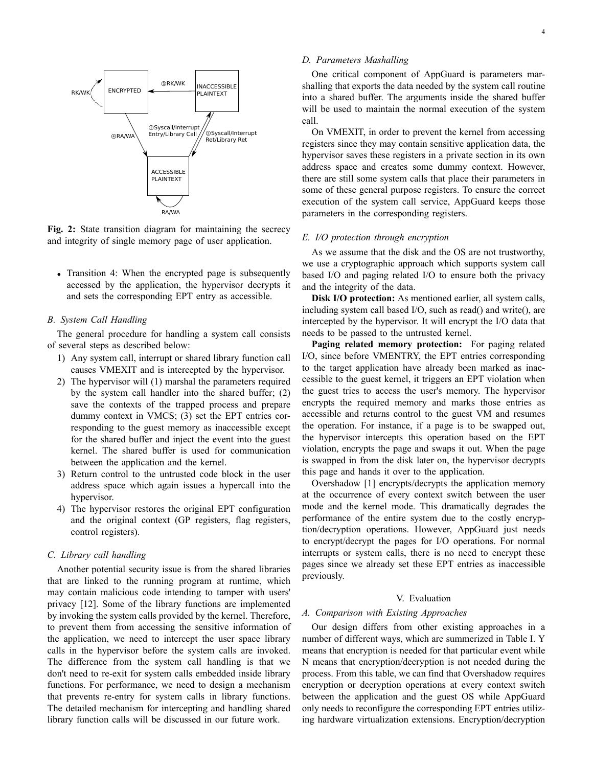**Fig. 2:** State transition diagram for maintaining the secrecy and integrity of single memory page of user application.

- Transition 4: When the encrypted page is subsequently accessed by the application, the hypervisor decrypts it and sets the corresponding EPT entry as accessible.

### B. System Call Handling

The general procedure for handling a system call consists of several steps as described below:

1) Any system call, interrupt or shared library function call causes VMEXIT and is intercepted by the hypervisor.
2) The hypervisor will (1) marshal the parameters required by the system call handler into the shared buffer; (2) save the contexts of the trapped process and prepare dummy context in VMCS; (3) set the EPT entries corresponding to the guest memory as inaccessible except for the shared buffer and inject the event into the guest kernel. The shared buffer is used for communication between the application and the kernel.
3) Return control to the untrusted code block in the user address space which again issues a hypercall into the hypervisor.
4) The hypervisor restores the original EPT configuration and the original context (GP registers, flag registers, control registers).

### C. Library call handling

Another potential security issue is from the shared libraries that are linked to the running program at runtime, which may contain malicious code intending to tamper with users' privacy [12]. Some of the library functions are implemented by invoking the system calls provided by the kernel. Therefore, to prevent them from accessing the sensitive information of the application, we need to intercept the user space library calls in the hypervisor before the system calls are invoked. The difference from the system call handling is that we don't need to re-exit for system calls embedded inside library functions. For performance, we need to design a mechanism that prevents re-entry for system calls in library functions. The detailed mechanism for intercepting and handling shared library function calls will be discussed in our future work.

### D. Parameters Mashalling

One critical component of AppGuard is parameters marshalling that exports the data needed by the system call routine into a shared buffer. The arguments inside the shared buffer will be used to maintain the normal execution of the system call.

On VMEXIT, in order to prevent the kernel from accessing registers since they may contain sensitive application data, the hypervisor saves these registers in a private section in its own address space and creates some dummy context. However, there are still some system calls that place their parameters in some of these general purpose registers. To ensure the correct execution of the system call service, AppGuard keeps those parameters in the corresponding registers.

### E. I/O protection through encryption

As we assume that the disk and the OS are not trustworthy, we use a cryptographic approach which supports system call based I/O and paging related I/O to ensure both the privacy and the integrity of the data.

**Disk I/O protection:** As mentioned earlier, all system calls, including system call based I/O, such as read() and write(), are intercepted by the hypervisor. It will encrypt the I/O data that needs to be passed to the untrusted kernel.

**Paging related memory protection:** For paging related I/O, since before VMENTRY, the EPT entries corresponding to the target application have already been marked as inaccessible to the guest kernel, it triggers an EPT violation when the guest tries to access the user's memory. The hypervisor encrypts the required memory and marks those entries as accessible and returns control to the guest VM and resumes the operation. For instance, if a page is to be swapped out, the hypervisor intercepts this operation based on the EPT violation, encrypts the page and swaps it out. When the page is swapped in from the disk later on, the hypervisor decrypts this page and hands it over to the application.

Overshadow [1] encrypts/decrypts the application memory at the occurrence of every context switch between the user mode and the kernel mode. This dramatically degrades the performance of the entire system due to the costly encryption/decryption operations. However, AppGuard just needs to encrypt/decrypt the pages for I/O operations. For normal interrupts or system calls, there is no need to encrypt these pages since we already set these EPT entries as inaccessible previously.

## V. Evaluation

### A. Comparison with Existing Approaches

Our design differs from other existing approaches in a number of different ways, which are summerized in Table I. Y means that encryption is needed for that particular event while N means that encryption/decryption is not needed during the process. From this table, we can find that Overshadow requires encryption or decryption operations at every context switch between the application and the guest OS while AppGuard only needs to reconfigure the corresponding EPT entries utilizing hardware virtualization extensions. Encryption/decryption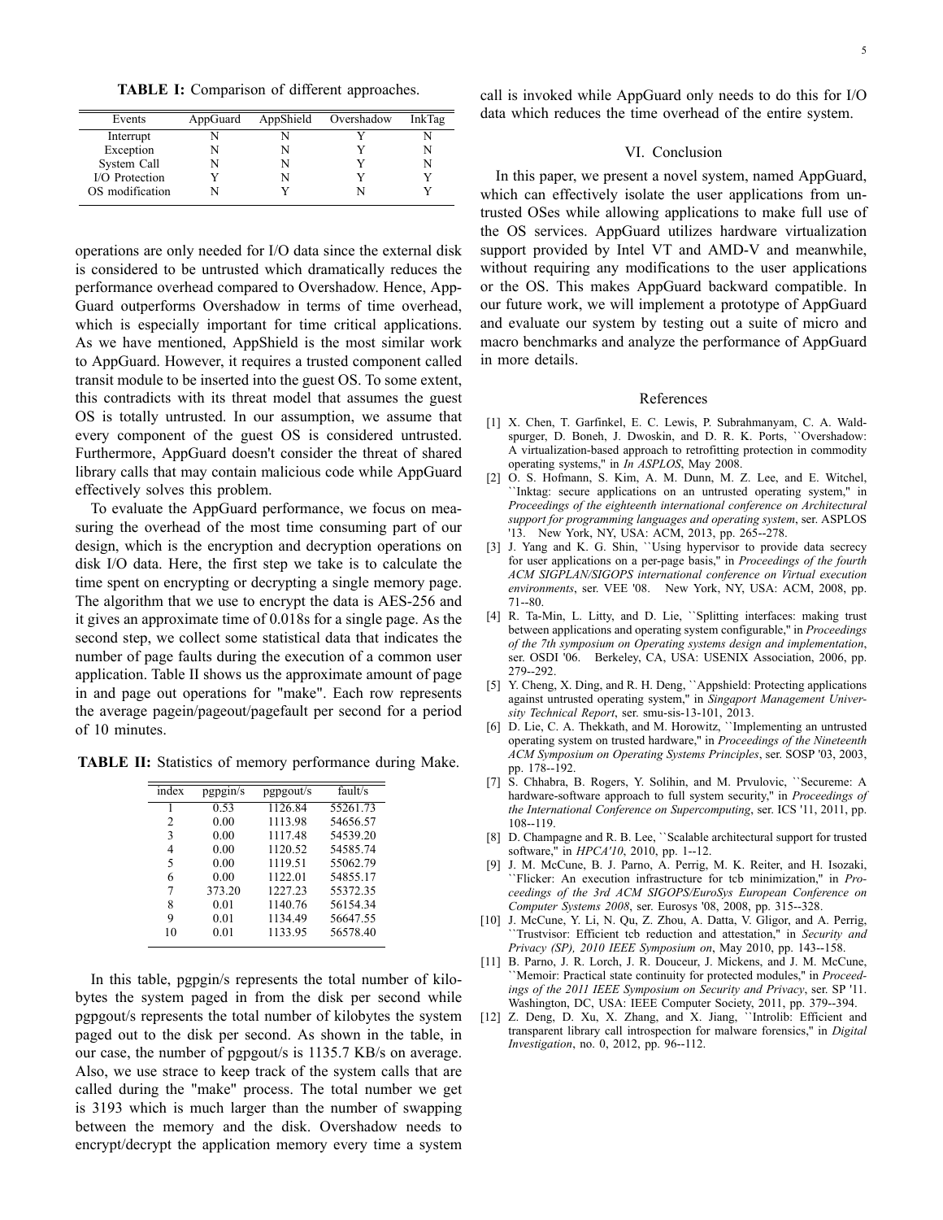**TABLE I:** Comparison of different approaches.

| Events | AppGuard | AppShield | Overshadow | InkTag |
| --- | --- | --- | --- | --- |
| Interrupt | N | N | Y | N |
| Exception | N | N | Y | N |
| System Call | N | N | Y | N |
| I/O Protection | Y | N | Y | Y |
| OS modification | N | Y | N | Y |

operations are only needed for I/O data since the external disk is considered to be untrusted which dramatically reduces the performance overhead compared to Overshadow. Hence, AppGuard outperforms Overshadow in terms of time overhead, which is especially important for time critical applications. As we have mentioned, AppShield is the most similar work to AppGuard. However, it requires a trusted component called transit module to be inserted into the guest OS. To some extent, this contradicts with its threat model that assumes the guest OS is totally untrusted. In our assumption, we assume that every component of the guest OS is considered untrusted. Furthermore, AppGuard doesn't consider the threat of shared library calls that may contain malicious code while AppGuard effectively solves this problem.

To evaluate the AppGuard performance, we focus on measuring the overhead of the most time consuming part of our design, which is the encryption and decryption operations on disk I/O data. Here, the first step we take is to calculate the time spent on encrypting or decrypting a single memory page. The algorithm that we use to encrypt the data is AES-256 and it gives an approximate time of 0.018s for a single page. As the second step, we collect some statistical data that indicates the number of page faults during the execution of a common user application. Table II shows us the approximate amount of page in and page out operations for "make". Each row represents the average pagein/pageout/pagefault per second for a period of 10 minutes.

**TABLE II:** Statistics of memory performance during Make.

| index | pgpgin/s | pgpgout/s | fault/s |
| --- | --- | --- | --- |
| 1 | 0.53 | 1126.84 | 55261.73 |
| 2 | 0.00 | 1113.98 | 54656.57 |
| 3 | 0.00 | 1117.48 | 54539.20 |
| 4 | 0.00 | 1120.52 | 54585.74 |
| 5 | 0.00 | 1119.51 | 55062.79 |
| 6 | 0.00 | 1122.01 | 54855.17 |
| 7 | 373.20 | 1227.23 | 55372.35 |
| 8 | 0.01 | 1140.76 | 56154.34 |
| 9 | 0.01 | 1134.49 | 56647.55 |
| 10 | 0.01 | 1133.95 | 56578.40 |

In this table, pgpgin/s represents the total number of kilobytes the system paged in from the disk per second while pgpgout/s represents the total number of kilobytes the system paged out to the disk per second. As shown in the table, in our case, the number of pgpgout/s is 1135.7 KB/s on average. Also, we use strace to keep track of the system calls that are called during the "make" process. The total number we get is 3193 which is much larger than the number of swapping between the memory and the disk. Overshadow needs to encrypt/decrypt the application memory every time a system call is invoked while AppGuard only needs to do this for I/O data which reduces the time overhead of the entire system.

## VI. Conclusion

In this paper, we present a novel system, named AppGuard, which can effectively isolate the user applications from untrusted OSes while allowing applications to make full use of the OS services. AppGuard utilizes hardware virtualization support provided by Intel VT and AMD-V and meanwhile, without requiring any modifications to the user applications or the OS. This makes AppGuard backward compatible. In our future work, we will implement a prototype of AppGuard and evaluate our system by testing out a suite of micro and macro benchmarks and analyze the performance of AppGuard in more details.

## References

[1] X. Chen, T. Garfinkel, E. C. Lewis, P. Subrahmanyam, C. A. Waldspurger, D. Boneh, J. Dwoskin, and D. R. K. Ports, ``Overshadow: A virtualization-based approach to retrofitting protection in commodity operating systems,'' in *In ASPLOS*, May 2008.

[2] O. S. Hofmann, S. Kim, A. M. Dunn, M. Z. Lee, and E. Witchel, ``Inktag: secure applications on an untrusted operating system,'' in *Proceedings of the eighteenth international conference on Architectural support for programming languages and operating system*, ser. ASPLOS '13. New York, NY, USA: ACM, 2013, pp. 265--278.

[3] J. Yang and K. G. Shin, ``Using hypervisor to provide data secrecy for user applications on a per-page basis,'' in *Proceedings of the fourth ACM SIGPLAN/SIGOPS international conference on Virtual execution environments*, ser. VEE '08. New York, NY, USA: ACM, 2008, pp. 71--80.

[4] R. Ta-Min, L. Litty, and D. Lie, ``Splitting interfaces: making trust between applications and operating system configurable,'' in *Proceedings of the 7th symposium on Operating systems design and implementation*, ser. OSDI '06. Berkeley, CA, USA: USENIX Association, 2006, pp. 279--292.

[5] Y. Cheng, X. Ding, and R. H. Deng, ``Appshield: Protecting applications against untrusted operating system,'' in *Singaport Management University Technical Report*, ser. smu-sis-13-101, 2013.

[6] D. Lie, C. A. Thekkath, and M. Horowitz, ``Implementing an untrusted operating system on trusted hardware,'' in *Proceedings of the Nineteenth ACM Symposium on Operating Systems Principles*, ser. SOSP '03, 2003, pp. 178--192.

[7] S. Chhabra, B. Rogers, Y. Solihin, and M. Prvulovic, ``Secureme: A hardware-software approach to full system security,'' in *Proceedings of the International Conference on Supercomputing*, ser. ICS '11, 2011, pp. 108--119.

[8] D. Champagne and R. B. Lee, ``Scalable architectural support for trusted software,'' in *HPCA'10*, 2010, pp. 1--12.

[9] J. M. McCune, B. J. Parno, A. Perrig, M. K. Reiter, and H. Isozaki, ``Flicker: An execution infrastructure for tcb minimization,'' in *Proceedings of the 3rd ACM SIGOPS/EuroSys European Conference on Computer Systems 2008*, ser. Eurosys '08, 2008, pp. 315--328.

[10] J. McCune, Y. Li, N. Qu, Z. Zhou, A. Datta, V. Gligor, and A. Perrig, ``Trustvisor: Efficient tcb reduction and attestation,'' in *Security and Privacy (SP), 2010 IEEE Symposium on*, May 2010, pp. 143--158.

[11] B. Parno, J. R. Lorch, J. R. Douceur, J. Mickens, and J. M. McCune, ``Memoir: Practical state continuity for protected modules,'' in *Proceedings of the 2011 IEEE Symposium on Security and Privacy*, ser. SP '11. Washington, DC, USA: IEEE Computer Society, 2011, pp. 379--394.

[12] Z. Deng, D. Xu, X. Zhang, and X. Jiang, ``Introlib: Efficient and transparent library call introspection for malware forensics,'' in *Digital Investigation*, no. 0, 2012, pp. 96--112.